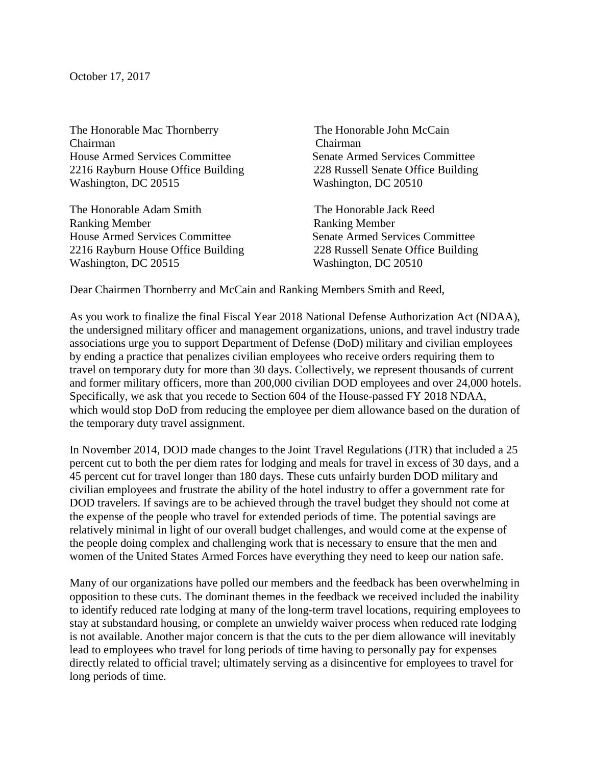October 17, 2017

The Honorable Mac Thornberry
Chairman
House Armed Services Committee
2216 Rayburn House Office Building
Washington, DC 20515

The Honorable John McCain
Chairman
Senate Armed Services Committee
228 Russell Senate Office Building
Washington, DC 20510

The Honorable Adam Smith
Ranking Member
House Armed Services Committee
2216 Rayburn House Office Building
Washington, DC 20515

The Honorable Jack Reed
Ranking Member
Senate Armed Services Committee
228 Russell Senate Office Building
Washington, DC 20510

Dear Chairmen Thornberry and McCain and Ranking Members Smith and Reed,

As you work to finalize the final Fiscal Year 2018 National Defense Authorization Act (NDAA), the undersigned military officer and management organizations, unions, and travel industry trade associations urge you to support Department of Defense (DoD) military and civilian employees by ending a practice that penalizes civilian employees who receive orders requiring them to travel on temporary duty for more than 30 days. Collectively, we represent thousands of current and former military officers, more than 200,000 civilian DOD employees and over 24,000 hotels. Specifically, we ask that you recede to Section 604 of the House-passed FY 2018 NDAA, which would stop DoD from reducing the employee per diem allowance based on the duration of the temporary duty travel assignment.

In November 2014, DOD made changes to the Joint Travel Regulations (JTR) that included a 25 percent cut to both the per diem rates for lodging and meals for travel in excess of 30 days, and a 45 percent cut for travel longer than 180 days. These cuts unfairly burden DOD military and civilian employees and frustrate the ability of the hotel industry to offer a government rate for DOD travelers. If savings are to be achieved through the travel budget they should not come at the expense of the people who travel for extended periods of time. The potential savings are relatively minimal in light of our overall budget challenges, and would come at the expense of the people doing complex and challenging work that is necessary to ensure that the men and women of the United States Armed Forces have everything they need to keep our nation safe.

Many of our organizations have polled our members and the feedback has been overwhelming in opposition to these cuts. The dominant themes in the feedback we received included the inability to identify reduced rate lodging at many of the long-term travel locations, requiring employees to stay at substandard housing, or complete an unwieldy waiver process when reduced rate lodging is not available. Another major concern is that the cuts to the per diem allowance will inevitably lead to employees who travel for long periods of time having to personally pay for expenses directly related to official travel; ultimately serving as a disincentive for employees to travel for long periods of time.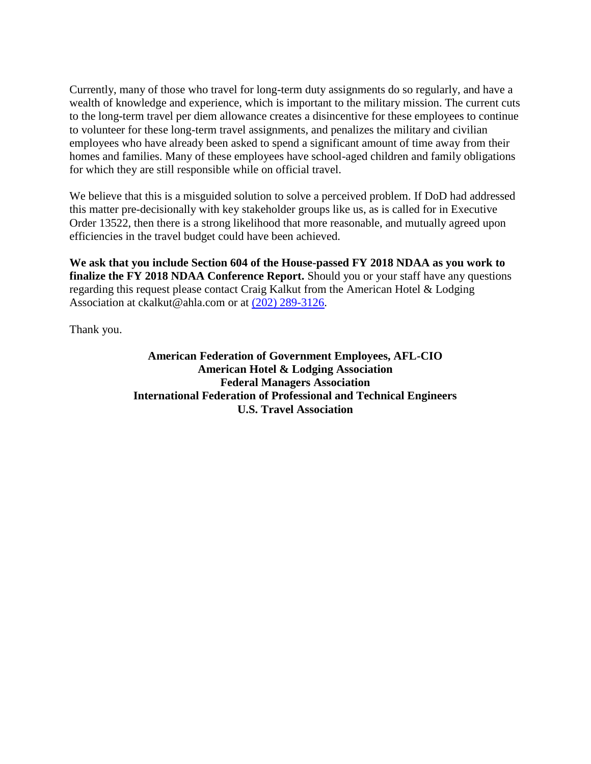Currently, many of those who travel for long-term duty assignments do so regularly, and have a wealth of knowledge and experience, which is important to the military mission. The current cuts to the long-term travel per diem allowance creates a disincentive for these employees to continue to volunteer for these long-term travel assignments, and penalizes the military and civilian employees who have already been asked to spend a significant amount of time away from their homes and families. Many of these employees have school-aged children and family obligations for which they are still responsible while on official travel.

We believe that this is a misguided solution to solve a perceived problem. If DoD had addressed this matter pre-decisionally with key stakeholder groups like us, as is called for in Executive Order 13522, then there is a strong likelihood that more reasonable, and mutually agreed upon efficiencies in the travel budget could have been achieved.

**We ask that you include Section 604 of the House-passed FY 2018 NDAA as you work to finalize the FY 2018 NDAA Conference Report.** Should you or your staff have any questions regarding this request please contact Craig Kalkut from the American Hotel & Lodging Association at ckalkut@ahla.com or at (202) 289-3126.

Thank you.

**American Federation of Government Employees, AFL-CIO**
**American Hotel & Lodging Association**
**Federal Managers Association**
**International Federation of Professional and Technical Engineers**
**U.S. Travel Association**